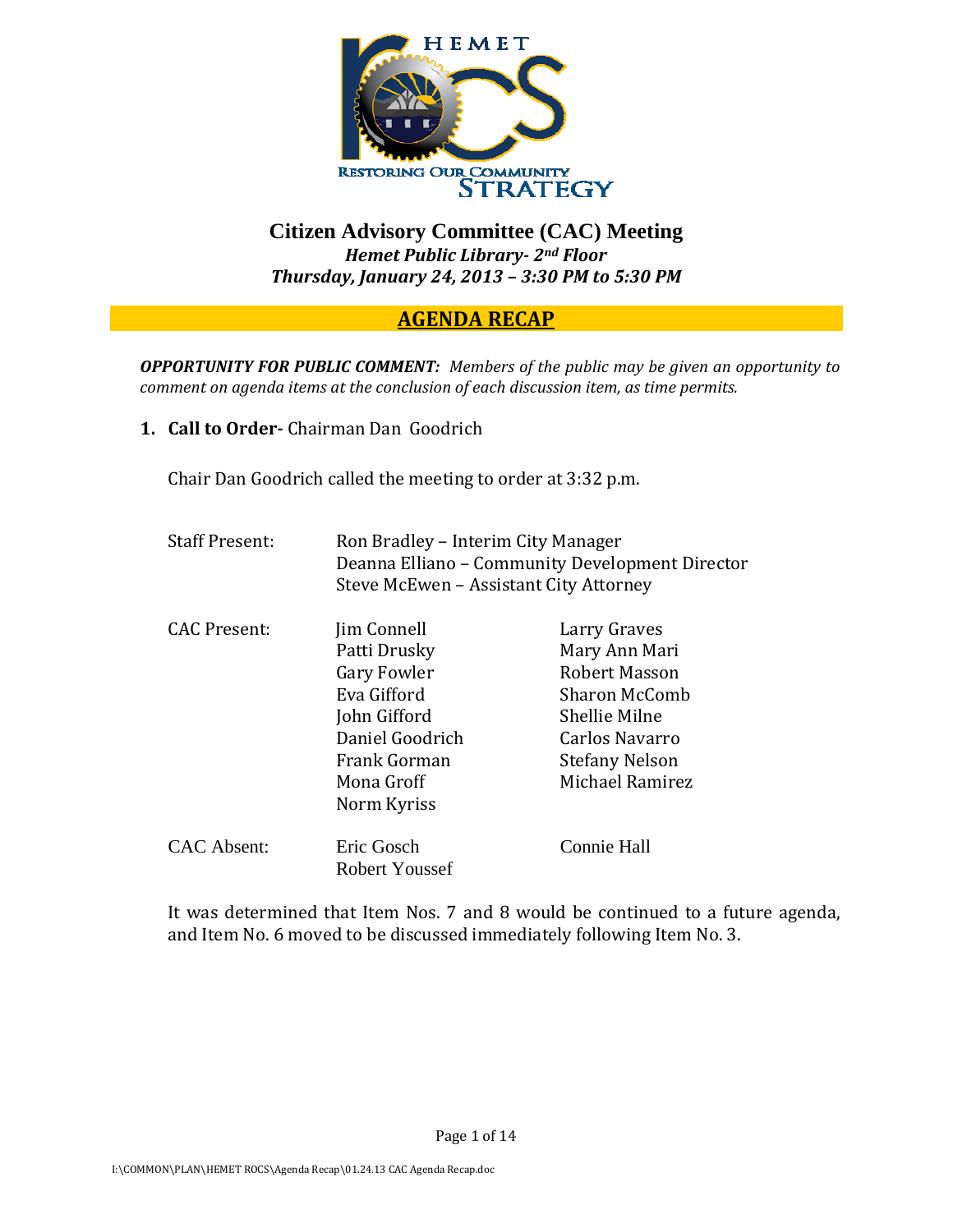HEMET

RESTORING OUR COMMUNITY STRATEGY

# Citizen Advisory Committee (CAC) Meeting

***Hemet Public Library- 2nd Floor***
***Thursday, January 24, 2013 – 3:30 PM to 5:30 PM***

## AGENDA RECAP

***OPPORTUNITY FOR PUBLIC COMMENT:*** *Members of the public may be given an opportunity to comment on agenda items at the conclusion of each discussion item, as time permits.*

1. **Call to Order-** Chairman Dan Goodrich

   Chair Dan Goodrich called the meeting to order at 3:32 p.m.

   | | | |
   |---|---|---|
   | Staff Present: | Ron Bradley – Interim City Manager<br>Deanna Elliano – Community Development Director<br>Steve McEwen – Assistant City Attorney | |
   | CAC Present: | Jim Connell<br>Patti Drusky<br>Gary Fowler<br>Eva Gifford<br>John Gifford<br>Daniel Goodrich<br>Frank Gorman<br>Mona Groff<br>Norm Kyriss | Larry Graves<br>Mary Ann Mari<br>Robert Masson<br>Sharon McComb<br>Shellie Milne<br>Carlos Navarro<br>Stefany Nelson<br>Michael Ramirez |
   | CAC Absent: | Eric Gosch<br>Robert Youssef | Connie Hall |

   It was determined that Item Nos. 7 and 8 would be continued to a future agenda, and Item No. 6 moved to be discussed immediately following Item No. 3.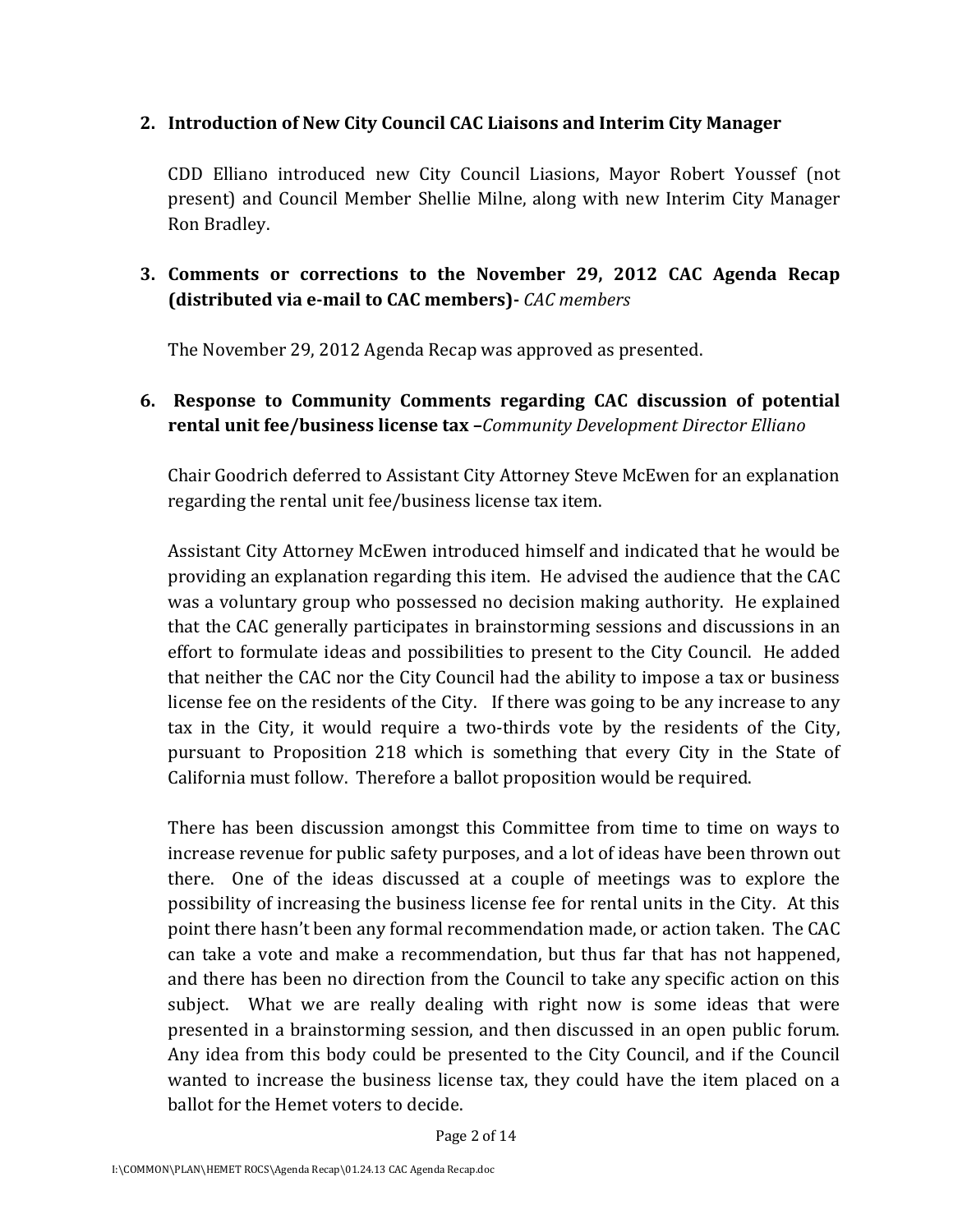## 2. Introduction of New City Council CAC Liaisons and Interim City Manager

CDD Elliano introduced new City Council Liasions, Mayor Robert Youssef (not present) and Council Member Shellie Milne, along with new Interim City Manager Ron Bradley.

## 3. Comments or corrections to the November 29, 2012 CAC Agenda Recap (distributed via e-mail to CAC members)- *CAC members*

The November 29, 2012 Agenda Recap was approved as presented.

## 6. Response to Community Comments regarding CAC discussion of potential rental unit fee/business license tax –*Community Development Director Elliano*

Chair Goodrich deferred to Assistant City Attorney Steve McEwen for an explanation regarding the rental unit fee/business license tax item.

Assistant City Attorney McEwen introduced himself and indicated that he would be providing an explanation regarding this item. He advised the audience that the CAC was a voluntary group who possessed no decision making authority. He explained that the CAC generally participates in brainstorming sessions and discussions in an effort to formulate ideas and possibilities to present to the City Council. He added that neither the CAC nor the City Council had the ability to impose a tax or business license fee on the residents of the City. If there was going to be any increase to any tax in the City, it would require a two-thirds vote by the residents of the City, pursuant to Proposition 218 which is something that every City in the State of California must follow. Therefore a ballot proposition would be required.

There has been discussion amongst this Committee from time to time on ways to increase revenue for public safety purposes, and a lot of ideas have been thrown out there. One of the ideas discussed at a couple of meetings was to explore the possibility of increasing the business license fee for rental units in the City. At this point there hasn't been any formal recommendation made, or action taken. The CAC can take a vote and make a recommendation, but thus far that has not happened, and there has been no direction from the Council to take any specific action on this subject. What we are really dealing with right now is some ideas that were presented in a brainstorming session, and then discussed in an open public forum. Any idea from this body could be presented to the City Council, and if the Council wanted to increase the business license tax, they could have the item placed on a ballot for the Hemet voters to decide.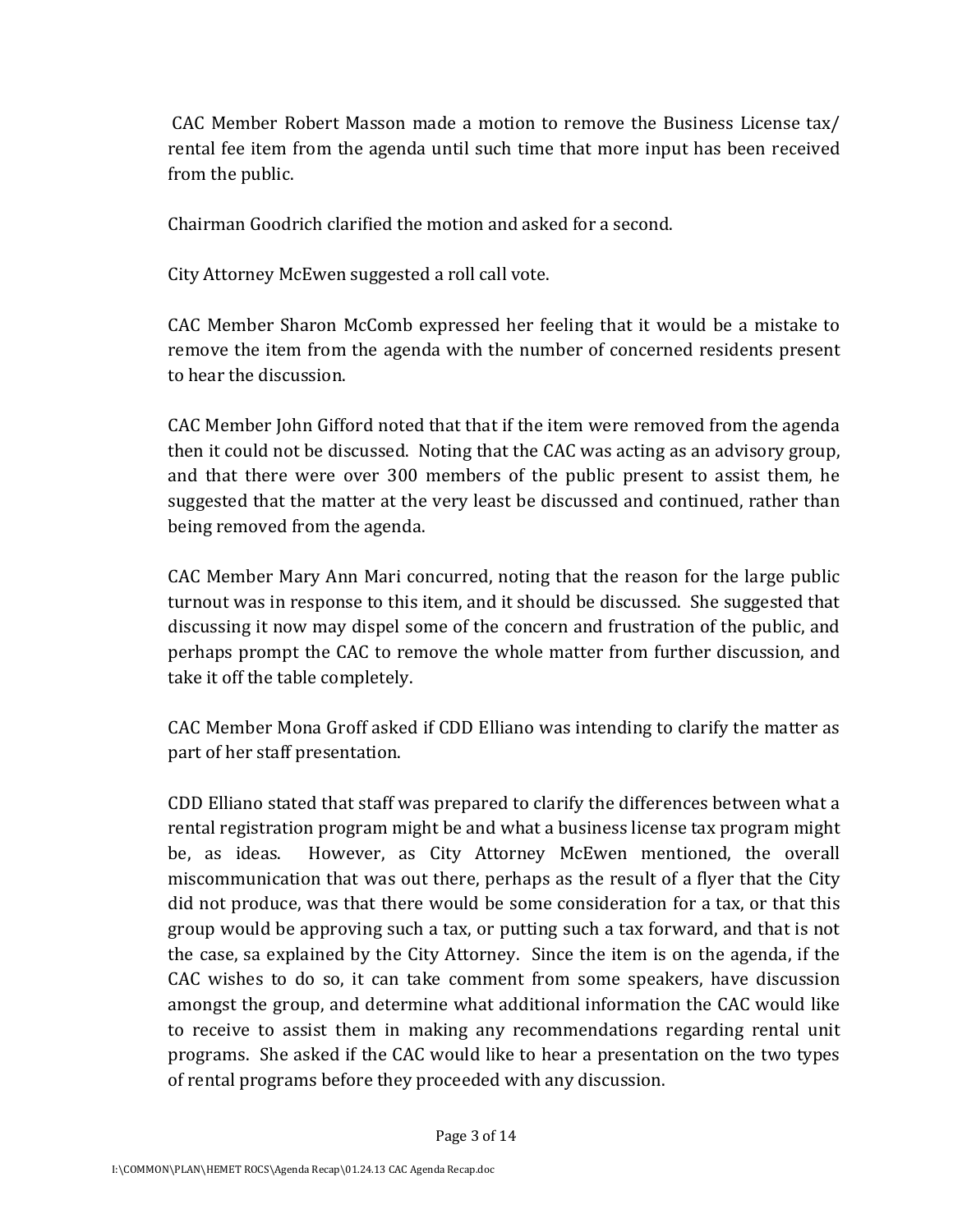CAC Member Robert Masson made a motion to remove the Business License tax/ rental fee item from the agenda until such time that more input has been received from the public.

Chairman Goodrich clarified the motion and asked for a second.

City Attorney McEwen suggested a roll call vote.

CAC Member Sharon McComb expressed her feeling that it would be a mistake to remove the item from the agenda with the number of concerned residents present to hear the discussion.

CAC Member John Gifford noted that that if the item were removed from the agenda then it could not be discussed. Noting that the CAC was acting as an advisory group, and that there were over 300 members of the public present to assist them, he suggested that the matter at the very least be discussed and continued, rather than being removed from the agenda.

CAC Member Mary Ann Mari concurred, noting that the reason for the large public turnout was in response to this item, and it should be discussed. She suggested that discussing it now may dispel some of the concern and frustration of the public, and perhaps prompt the CAC to remove the whole matter from further discussion, and take it off the table completely.

CAC Member Mona Groff asked if CDD Elliano was intending to clarify the matter as part of her staff presentation.

CDD Elliano stated that staff was prepared to clarify the differences between what a rental registration program might be and what a business license tax program might be, as ideas. However, as City Attorney McEwen mentioned, the overall miscommunication that was out there, perhaps as the result of a flyer that the City did not produce, was that there would be some consideration for a tax, or that this group would be approving such a tax, or putting such a tax forward, and that is not the case, sa explained by the City Attorney. Since the item is on the agenda, if the CAC wishes to do so, it can take comment from some speakers, have discussion amongst the group, and determine what additional information the CAC would like to receive to assist them in making any recommendations regarding rental unit programs. She asked if the CAC would like to hear a presentation on the two types of rental programs before they proceeded with any discussion.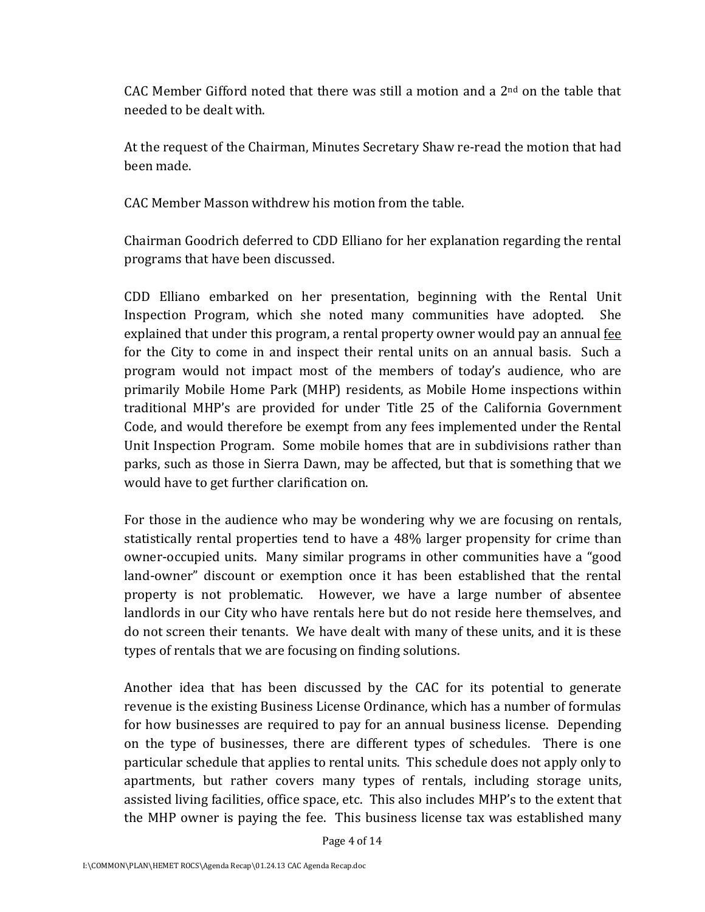CAC Member Gifford noted that there was still a motion and a 2nd on the table that needed to be dealt with.

At the request of the Chairman, Minutes Secretary Shaw re-read the motion that had been made.

CAC Member Masson withdrew his motion from the table.

Chairman Goodrich deferred to CDD Elliano for her explanation regarding the rental programs that have been discussed.

CDD Elliano embarked on her presentation, beginning with the Rental Unit Inspection Program, which she noted many communities have adopted. She explained that under this program, a rental property owner would pay an annual <u>fee</u> for the City to come in and inspect their rental units on an annual basis. Such a program would not impact most of the members of today's audience, who are primarily Mobile Home Park (MHP) residents, as Mobile Home inspections within traditional MHP's are provided for under Title 25 of the California Government Code, and would therefore be exempt from any fees implemented under the Rental Unit Inspection Program. Some mobile homes that are in subdivisions rather than parks, such as those in Sierra Dawn, may be affected, but that is something that we would have to get further clarification on.

For those in the audience who may be wondering why we are focusing on rentals, statistically rental properties tend to have a 48% larger propensity for crime than owner-occupied units. Many similar programs in other communities have a "good land-owner" discount or exemption once it has been established that the rental property is not problematic. However, we have a large number of absentee landlords in our City who have rentals here but do not reside here themselves, and do not screen their tenants. We have dealt with many of these units, and it is these types of rentals that we are focusing on finding solutions.

Another idea that has been discussed by the CAC for its potential to generate revenue is the existing Business License Ordinance, which has a number of formulas for how businesses are required to pay for an annual business license. Depending on the type of businesses, there are different types of schedules. There is one particular schedule that applies to rental units. This schedule does not apply only to apartments, but rather covers many types of rentals, including storage units, assisted living facilities, office space, etc. This also includes MHP's to the extent that the MHP owner is paying the fee. This business license tax was established many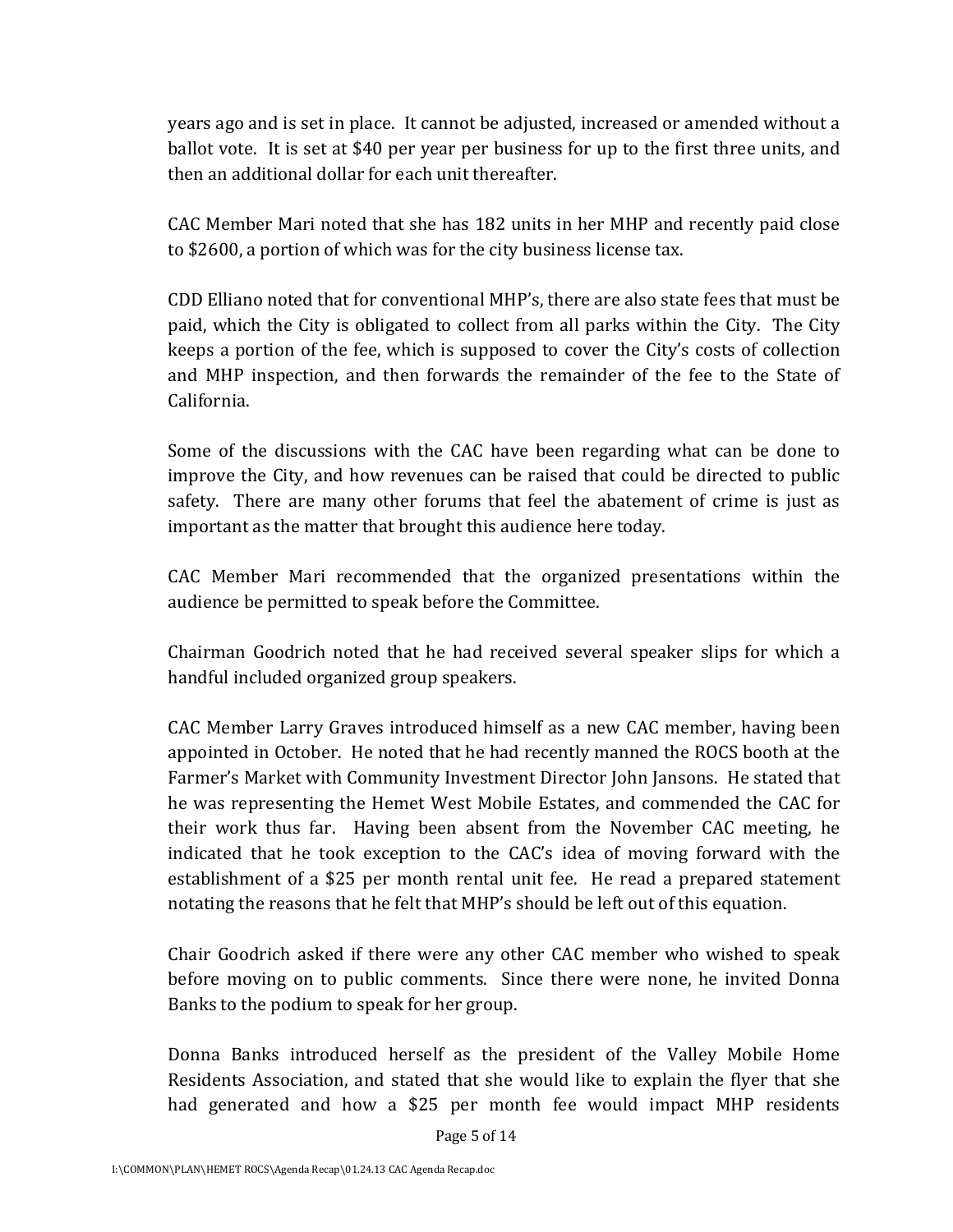years ago and is set in place. It cannot be adjusted, increased or amended without a ballot vote. It is set at $40 per year per business for up to the first three units, and then an additional dollar for each unit thereafter.

CAC Member Mari noted that she has 182 units in her MHP and recently paid close to $2600, a portion of which was for the city business license tax.

CDD Elliano noted that for conventional MHP's, there are also state fees that must be paid, which the City is obligated to collect from all parks within the City. The City keeps a portion of the fee, which is supposed to cover the City's costs of collection and MHP inspection, and then forwards the remainder of the fee to the State of California.

Some of the discussions with the CAC have been regarding what can be done to improve the City, and how revenues can be raised that could be directed to public safety. There are many other forums that feel the abatement of crime is just as important as the matter that brought this audience here today.

CAC Member Mari recommended that the organized presentations within the audience be permitted to speak before the Committee.

Chairman Goodrich noted that he had received several speaker slips for which a handful included organized group speakers.

CAC Member Larry Graves introduced himself as a new CAC member, having been appointed in October. He noted that he had recently manned the ROCS booth at the Farmer's Market with Community Investment Director John Jansons. He stated that he was representing the Hemet West Mobile Estates, and commended the CAC for their work thus far. Having been absent from the November CAC meeting, he indicated that he took exception to the CAC's idea of moving forward with the establishment of a $25 per month rental unit fee. He read a prepared statement notating the reasons that he felt that MHP's should be left out of this equation.

Chair Goodrich asked if there were any other CAC member who wished to speak before moving on to public comments. Since there were none, he invited Donna Banks to the podium to speak for her group.

Donna Banks introduced herself as the president of the Valley Mobile Home Residents Association, and stated that she would like to explain the flyer that she had generated and how a $25 per month fee would impact MHP residents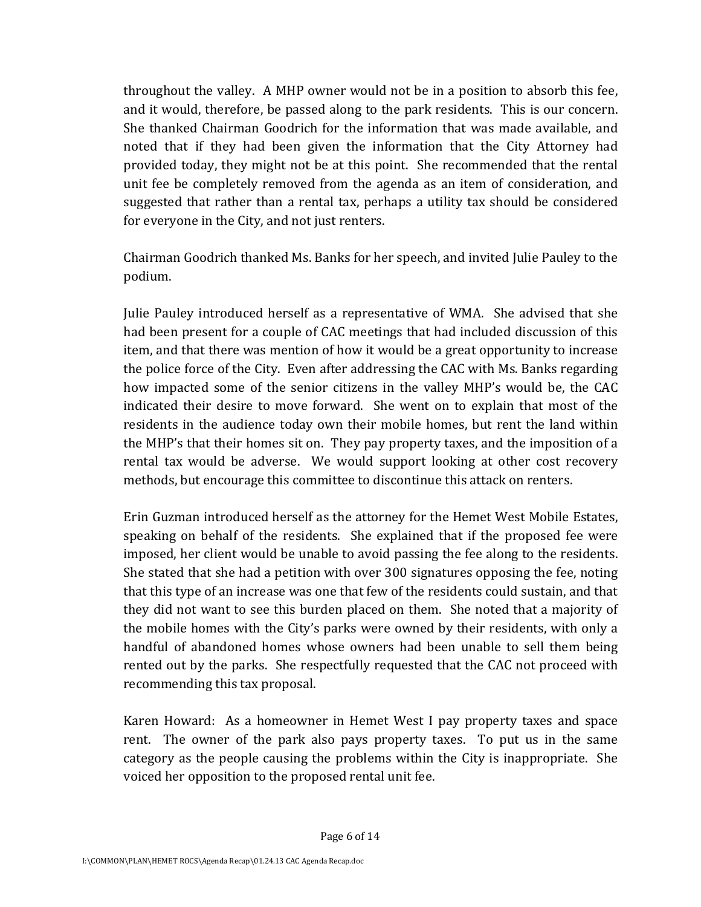throughout the valley. A MHP owner would not be in a position to absorb this fee, and it would, therefore, be passed along to the park residents. This is our concern. She thanked Chairman Goodrich for the information that was made available, and noted that if they had been given the information that the City Attorney had provided today, they might not be at this point. She recommended that the rental unit fee be completely removed from the agenda as an item of consideration, and suggested that rather than a rental tax, perhaps a utility tax should be considered for everyone in the City, and not just renters.

Chairman Goodrich thanked Ms. Banks for her speech, and invited Julie Pauley to the podium.

Julie Pauley introduced herself as a representative of WMA. She advised that she had been present for a couple of CAC meetings that had included discussion of this item, and that there was mention of how it would be a great opportunity to increase the police force of the City. Even after addressing the CAC with Ms. Banks regarding how impacted some of the senior citizens in the valley MHP's would be, the CAC indicated their desire to move forward. She went on to explain that most of the residents in the audience today own their mobile homes, but rent the land within the MHP's that their homes sit on. They pay property taxes, and the imposition of a rental tax would be adverse. We would support looking at other cost recovery methods, but encourage this committee to discontinue this attack on renters.

Erin Guzman introduced herself as the attorney for the Hemet West Mobile Estates, speaking on behalf of the residents. She explained that if the proposed fee were imposed, her client would be unable to avoid passing the fee along to the residents. She stated that she had a petition with over 300 signatures opposing the fee, noting that this type of an increase was one that few of the residents could sustain, and that they did not want to see this burden placed on them. She noted that a majority of the mobile homes with the City's parks were owned by their residents, with only a handful of abandoned homes whose owners had been unable to sell them being rented out by the parks. She respectfully requested that the CAC not proceed with recommending this tax proposal.

Karen Howard: As a homeowner in Hemet West I pay property taxes and space rent. The owner of the park also pays property taxes. To put us in the same category as the people causing the problems within the City is inappropriate. She voiced her opposition to the proposed rental unit fee.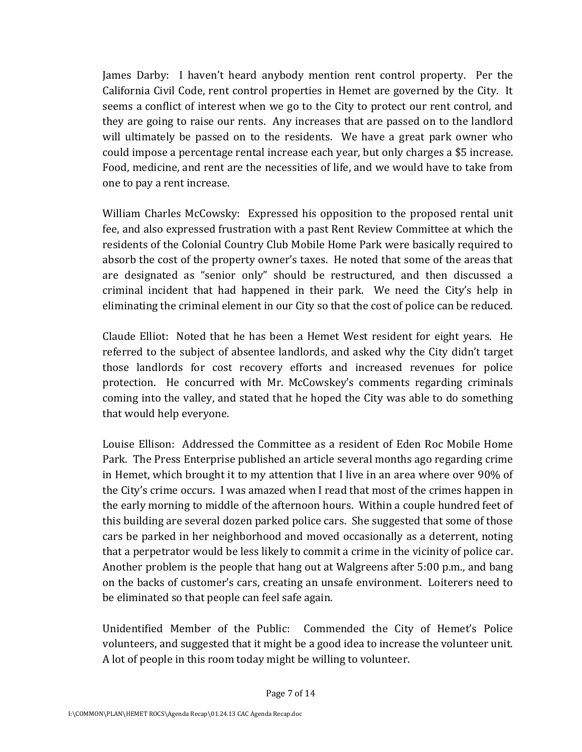James Darby: I haven't heard anybody mention rent control property. Per the California Civil Code, rent control properties in Hemet are governed by the City. It seems a conflict of interest when we go to the City to protect our rent control, and they are going to raise our rents. Any increases that are passed on to the landlord will ultimately be passed on to the residents. We have a great park owner who could impose a percentage rental increase each year, but only charges a $5 increase. Food, medicine, and rent are the necessities of life, and we would have to take from one to pay a rent increase.

William Charles McCowsky: Expressed his opposition to the proposed rental unit fee, and also expressed frustration with a past Rent Review Committee at which the residents of the Colonial Country Club Mobile Home Park were basically required to absorb the cost of the property owner's taxes. He noted that some of the areas that are designated as "senior only" should be restructured, and then discussed a criminal incident that had happened in their park. We need the City's help in eliminating the criminal element in our City so that the cost of police can be reduced.

Claude Elliot: Noted that he has been a Hemet West resident for eight years. He referred to the subject of absentee landlords, and asked why the City didn't target those landlords for cost recovery efforts and increased revenues for police protection. He concurred with Mr. McCowskey's comments regarding criminals coming into the valley, and stated that he hoped the City was able to do something that would help everyone.

Louise Ellison: Addressed the Committee as a resident of Eden Roc Mobile Home Park. The Press Enterprise published an article several months ago regarding crime in Hemet, which brought it to my attention that I live in an area where over 90% of the City's crime occurs. I was amazed when I read that most of the crimes happen in the early morning to middle of the afternoon hours. Within a couple hundred feet of this building are several dozen parked police cars. She suggested that some of those cars be parked in her neighborhood and moved occasionally as a deterrent, noting that a perpetrator would be less likely to commit a crime in the vicinity of police car. Another problem is the people that hang out at Walgreens after 5:00 p.m., and bang on the backs of customer's cars, creating an unsafe environment. Loiterers need to be eliminated so that people can feel safe again.

Unidentified Member of the Public: Commended the City of Hemet's Police volunteers, and suggested that it might be a good idea to increase the volunteer unit. A lot of people in this room today might be willing to volunteer.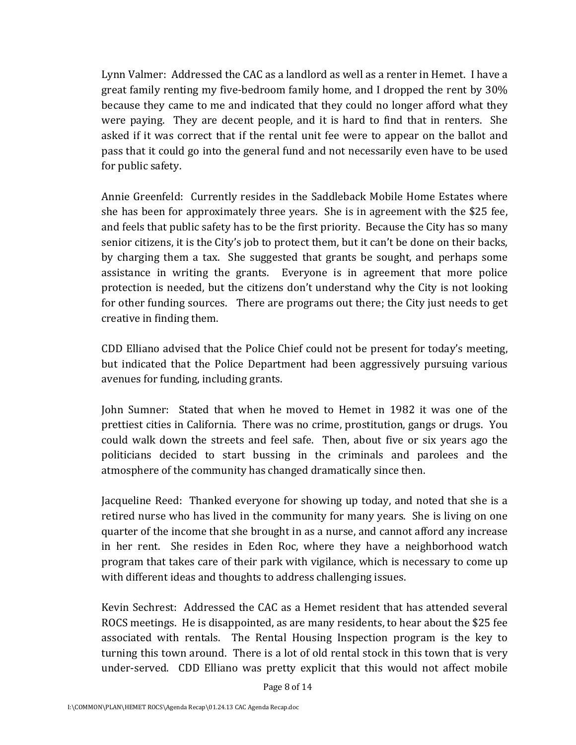Lynn Valmer: Addressed the CAC as a landlord as well as a renter in Hemet. I have a great family renting my five-bedroom family home, and I dropped the rent by 30% because they came to me and indicated that they could no longer afford what they were paying. They are decent people, and it is hard to find that in renters. She asked if it was correct that if the rental unit fee were to appear on the ballot and pass that it could go into the general fund and not necessarily even have to be used for public safety.

Annie Greenfeld: Currently resides in the Saddleback Mobile Home Estates where she has been for approximately three years. She is in agreement with the $25 fee, and feels that public safety has to be the first priority. Because the City has so many senior citizens, it is the City's job to protect them, but it can't be done on their backs, by charging them a tax. She suggested that grants be sought, and perhaps some assistance in writing the grants. Everyone is in agreement that more police protection is needed, but the citizens don't understand why the City is not looking for other funding sources. There are programs out there; the City just needs to get creative in finding them.

CDD Elliano advised that the Police Chief could not be present for today's meeting, but indicated that the Police Department had been aggressively pursuing various avenues for funding, including grants.

John Sumner: Stated that when he moved to Hemet in 1982 it was one of the prettiest cities in California. There was no crime, prostitution, gangs or drugs. You could walk down the streets and feel safe. Then, about five or six years ago the politicians decided to start bussing in the criminals and parolees and the atmosphere of the community has changed dramatically since then.

Jacqueline Reed: Thanked everyone for showing up today, and noted that she is a retired nurse who has lived in the community for many years. She is living on one quarter of the income that she brought in as a nurse, and cannot afford any increase in her rent. She resides in Eden Roc, where they have a neighborhood watch program that takes care of their park with vigilance, which is necessary to come up with different ideas and thoughts to address challenging issues.

Kevin Sechrest: Addressed the CAC as a Hemet resident that has attended several ROCS meetings. He is disappointed, as are many residents, to hear about the $25 fee associated with rentals. The Rental Housing Inspection program is the key to turning this town around. There is a lot of old rental stock in this town that is very under-served. CDD Elliano was pretty explicit that this would not affect mobile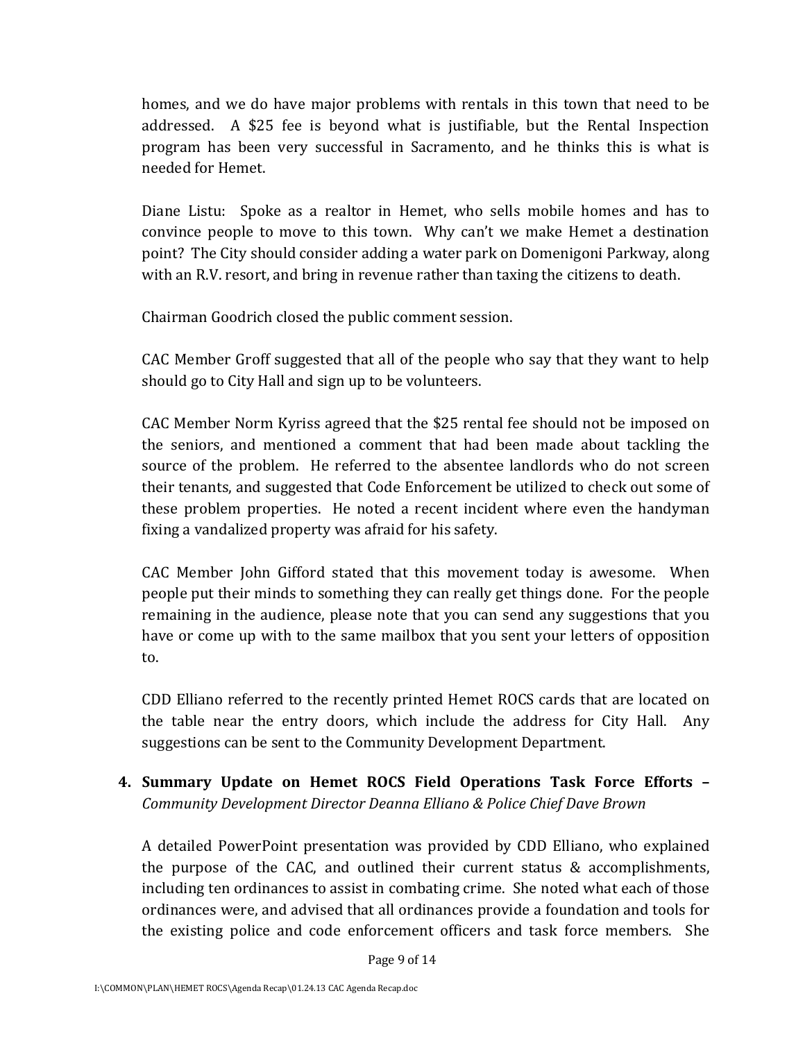homes, and we do have major problems with rentals in this town that need to be addressed. A $25 fee is beyond what is justifiable, but the Rental Inspection program has been very successful in Sacramento, and he thinks this is what is needed for Hemet.

Diane Listu: Spoke as a realtor in Hemet, who sells mobile homes and has to convince people to move to this town. Why can't we make Hemet a destination point? The City should consider adding a water park on Domenigoni Parkway, along with an R.V. resort, and bring in revenue rather than taxing the citizens to death.

Chairman Goodrich closed the public comment session.

CAC Member Groff suggested that all of the people who say that they want to help should go to City Hall and sign up to be volunteers.

CAC Member Norm Kyriss agreed that the $25 rental fee should not be imposed on the seniors, and mentioned a comment that had been made about tackling the source of the problem. He referred to the absentee landlords who do not screen their tenants, and suggested that Code Enforcement be utilized to check out some of these problem properties. He noted a recent incident where even the handyman fixing a vandalized property was afraid for his safety.

CAC Member John Gifford stated that this movement today is awesome. When people put their minds to something they can really get things done. For the people remaining in the audience, please note that you can send any suggestions that you have or come up with to the same mailbox that you sent your letters of opposition to.

CDD Elliano referred to the recently printed Hemet ROCS cards that are located on the table near the entry doors, which include the address for City Hall. Any suggestions can be sent to the Community Development Department.

**4. Summary Update on Hemet ROCS Field Operations Task Force Efforts –** *Community Development Director Deanna Elliano & Police Chief Dave Brown*

A detailed PowerPoint presentation was provided by CDD Elliano, who explained the purpose of the CAC, and outlined their current status & accomplishments, including ten ordinances to assist in combating crime. She noted what each of those ordinances were, and advised that all ordinances provide a foundation and tools for the existing police and code enforcement officers and task force members. She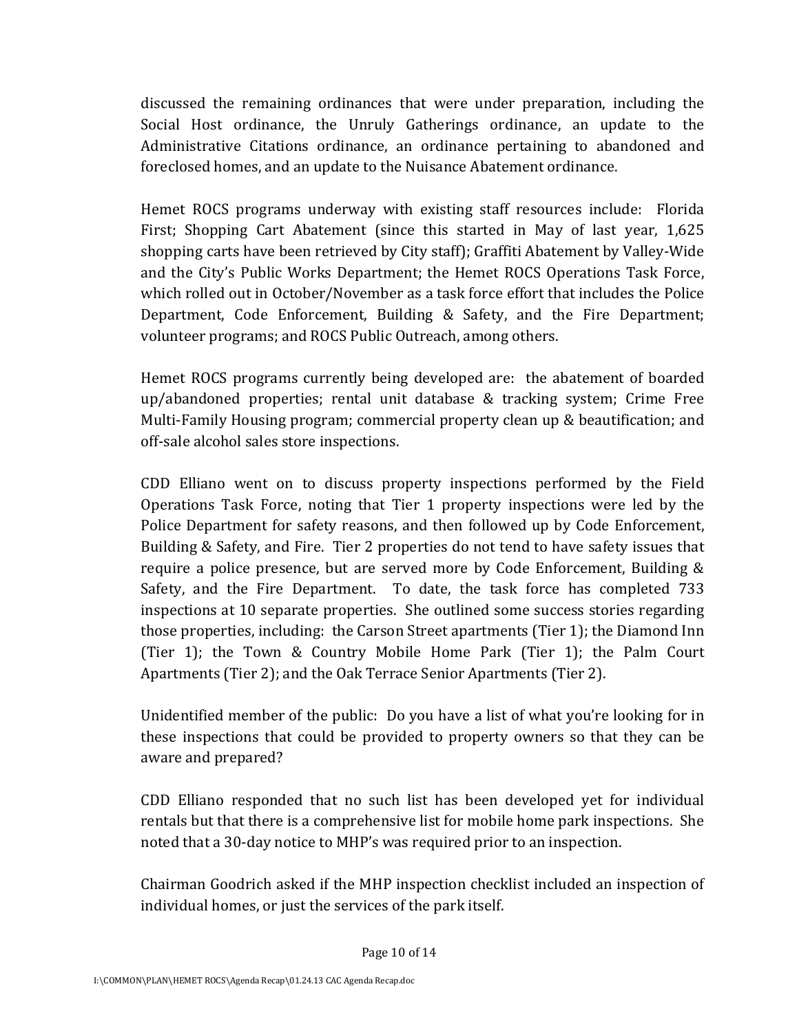discussed the remaining ordinances that were under preparation, including the Social Host ordinance, the Unruly Gatherings ordinance, an update to the Administrative Citations ordinance, an ordinance pertaining to abandoned and foreclosed homes, and an update to the Nuisance Abatement ordinance.

Hemet ROCS programs underway with existing staff resources include: Florida First; Shopping Cart Abatement (since this started in May of last year, 1,625 shopping carts have been retrieved by City staff); Graffiti Abatement by Valley-Wide and the City's Public Works Department; the Hemet ROCS Operations Task Force, which rolled out in October/November as a task force effort that includes the Police Department, Code Enforcement, Building & Safety, and the Fire Department; volunteer programs; and ROCS Public Outreach, among others.

Hemet ROCS programs currently being developed are: the abatement of boarded up/abandoned properties; rental unit database & tracking system; Crime Free Multi-Family Housing program; commercial property clean up & beautification; and off-sale alcohol sales store inspections.

CDD Elliano went on to discuss property inspections performed by the Field Operations Task Force, noting that Tier 1 property inspections were led by the Police Department for safety reasons, and then followed up by Code Enforcement, Building & Safety, and Fire. Tier 2 properties do not tend to have safety issues that require a police presence, but are served more by Code Enforcement, Building & Safety, and the Fire Department. To date, the task force has completed 733 inspections at 10 separate properties. She outlined some success stories regarding those properties, including: the Carson Street apartments (Tier 1); the Diamond Inn (Tier 1); the Town & Country Mobile Home Park (Tier 1); the Palm Court Apartments (Tier 2); and the Oak Terrace Senior Apartments (Tier 2).

Unidentified member of the public: Do you have a list of what you're looking for in these inspections that could be provided to property owners so that they can be aware and prepared?

CDD Elliano responded that no such list has been developed yet for individual rentals but that there is a comprehensive list for mobile home park inspections. She noted that a 30-day notice to MHP's was required prior to an inspection.

Chairman Goodrich asked if the MHP inspection checklist included an inspection of individual homes, or just the services of the park itself.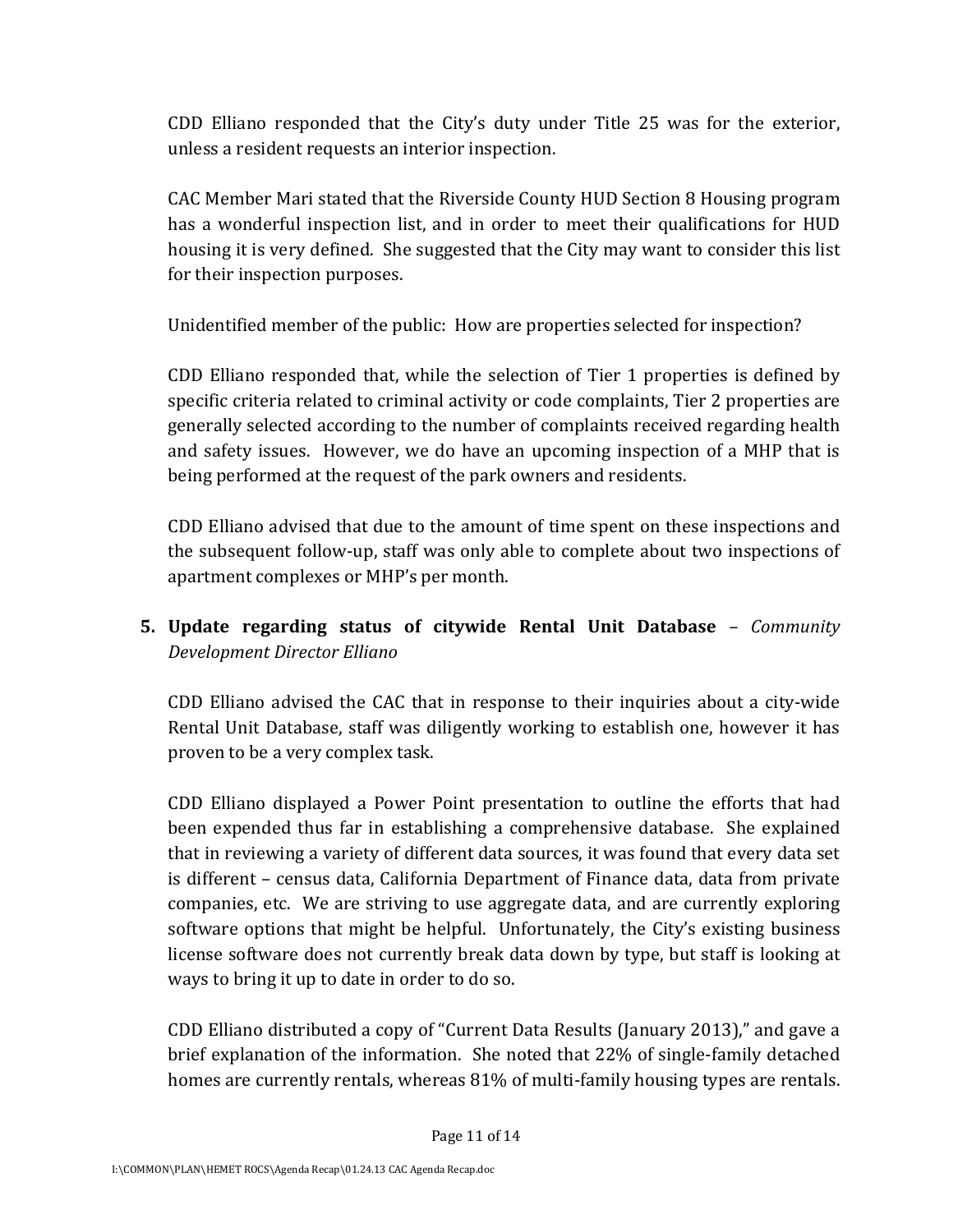CDD Elliano responded that the City's duty under Title 25 was for the exterior, unless a resident requests an interior inspection.

CAC Member Mari stated that the Riverside County HUD Section 8 Housing program has a wonderful inspection list, and in order to meet their qualifications for HUD housing it is very defined. She suggested that the City may want to consider this list for their inspection purposes.

Unidentified member of the public: How are properties selected for inspection?

CDD Elliano responded that, while the selection of Tier 1 properties is defined by specific criteria related to criminal activity or code complaints, Tier 2 properties are generally selected according to the number of complaints received regarding health and safety issues. However, we do have an upcoming inspection of a MHP that is being performed at the request of the park owners and residents.

CDD Elliano advised that due to the amount of time spent on these inspections and the subsequent follow-up, staff was only able to complete about two inspections of apartment complexes or MHP's per month.

5. **Update regarding status of citywide Rental Unit Database** – *Community Development Director Elliano*

CDD Elliano advised the CAC that in response to their inquiries about a city-wide Rental Unit Database, staff was diligently working to establish one, however it has proven to be a very complex task.

CDD Elliano displayed a Power Point presentation to outline the efforts that had been expended thus far in establishing a comprehensive database. She explained that in reviewing a variety of different data sources, it was found that every data set is different – census data, California Department of Finance data, data from private companies, etc. We are striving to use aggregate data, and are currently exploring software options that might be helpful. Unfortunately, the City's existing business license software does not currently break data down by type, but staff is looking at ways to bring it up to date in order to do so.

CDD Elliano distributed a copy of "Current Data Results (January 2013)," and gave a brief explanation of the information. She noted that 22% of single-family detached homes are currently rentals, whereas 81% of multi-family housing types are rentals.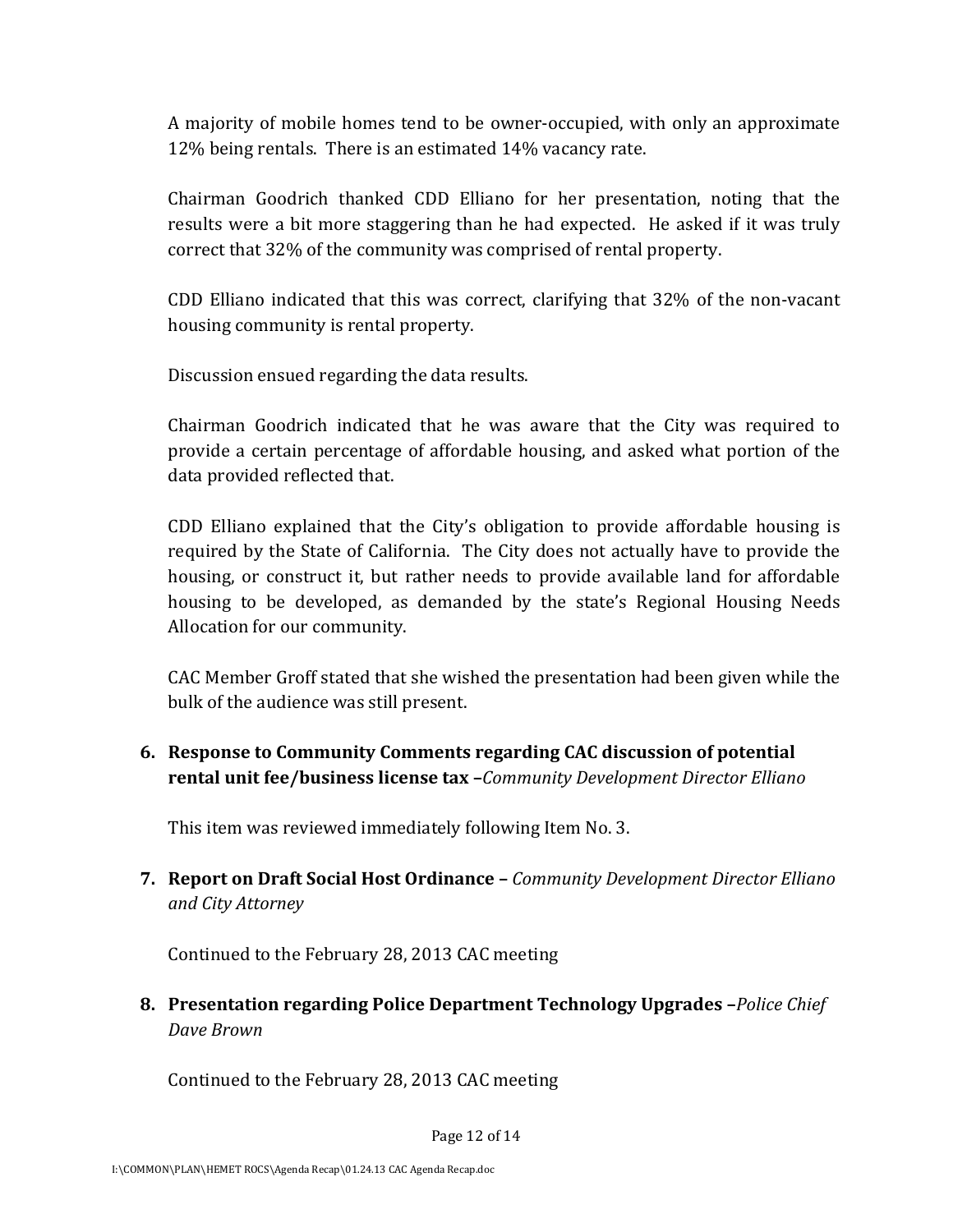A majority of mobile homes tend to be owner-occupied, with only an approximate 12% being rentals. There is an estimated 14% vacancy rate.

Chairman Goodrich thanked CDD Elliano for her presentation, noting that the results were a bit more staggering than he had expected. He asked if it was truly correct that 32% of the community was comprised of rental property.

CDD Elliano indicated that this was correct, clarifying that 32% of the non-vacant housing community is rental property.

Discussion ensued regarding the data results.

Chairman Goodrich indicated that he was aware that the City was required to provide a certain percentage of affordable housing, and asked what portion of the data provided reflected that.

CDD Elliano explained that the City's obligation to provide affordable housing is required by the State of California. The City does not actually have to provide the housing, or construct it, but rather needs to provide available land for affordable housing to be developed, as demanded by the state's Regional Housing Needs Allocation for our community.

CAC Member Groff stated that she wished the presentation had been given while the bulk of the audience was still present.

6. **Response to Community Comments regarding CAC discussion of potential rental unit fee/business license tax –***Community Development Director Elliano*

   This item was reviewed immediately following Item No. 3.

7. **Report on Draft Social Host Ordinance –** *Community Development Director Elliano and City Attorney*

   Continued to the February 28, 2013 CAC meeting

8. **Presentation regarding Police Department Technology Upgrades –***Police Chief Dave Brown*

   Continued to the February 28, 2013 CAC meeting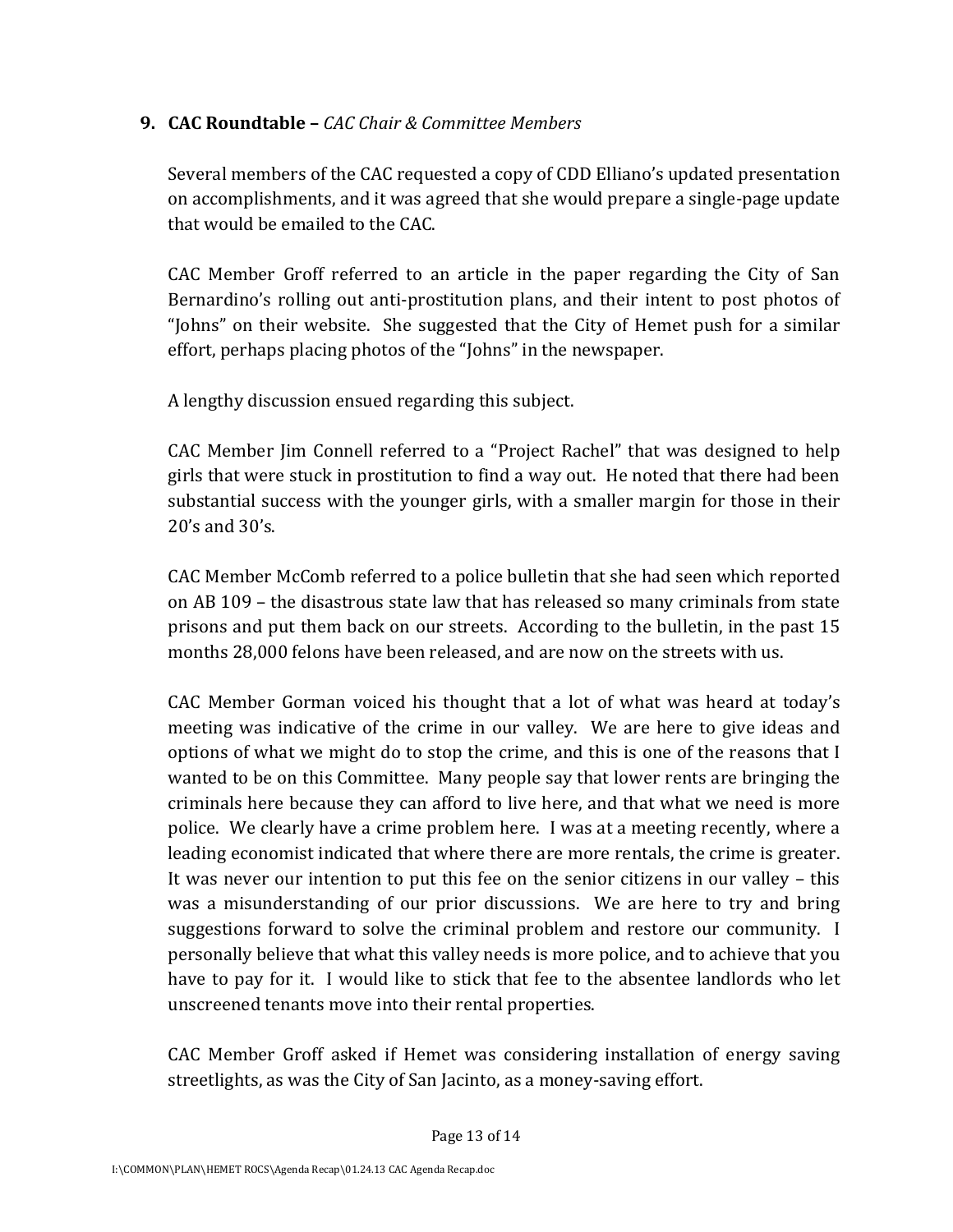**9. CAC Roundtable –** *CAC Chair & Committee Members*

Several members of the CAC requested a copy of CDD Elliano's updated presentation on accomplishments, and it was agreed that she would prepare a single-page update that would be emailed to the CAC.

CAC Member Groff referred to an article in the paper regarding the City of San Bernardino's rolling out anti-prostitution plans, and their intent to post photos of "Johns" on their website. She suggested that the City of Hemet push for a similar effort, perhaps placing photos of the "Johns" in the newspaper.

A lengthy discussion ensued regarding this subject.

CAC Member Jim Connell referred to a "Project Rachel" that was designed to help girls that were stuck in prostitution to find a way out. He noted that there had been substantial success with the younger girls, with a smaller margin for those in their 20's and 30's.

CAC Member McComb referred to a police bulletin that she had seen which reported on AB 109 – the disastrous state law that has released so many criminals from state prisons and put them back on our streets. According to the bulletin, in the past 15 months 28,000 felons have been released, and are now on the streets with us.

CAC Member Gorman voiced his thought that a lot of what was heard at today's meeting was indicative of the crime in our valley. We are here to give ideas and options of what we might do to stop the crime, and this is one of the reasons that I wanted to be on this Committee. Many people say that lower rents are bringing the criminals here because they can afford to live here, and that what we need is more police. We clearly have a crime problem here. I was at a meeting recently, where a leading economist indicated that where there are more rentals, the crime is greater. It was never our intention to put this fee on the senior citizens in our valley – this was a misunderstanding of our prior discussions. We are here to try and bring suggestions forward to solve the criminal problem and restore our community. I personally believe that what this valley needs is more police, and to achieve that you have to pay for it. I would like to stick that fee to the absentee landlords who let unscreened tenants move into their rental properties.

CAC Member Groff asked if Hemet was considering installation of energy saving streetlights, as was the City of San Jacinto, as a money-saving effort.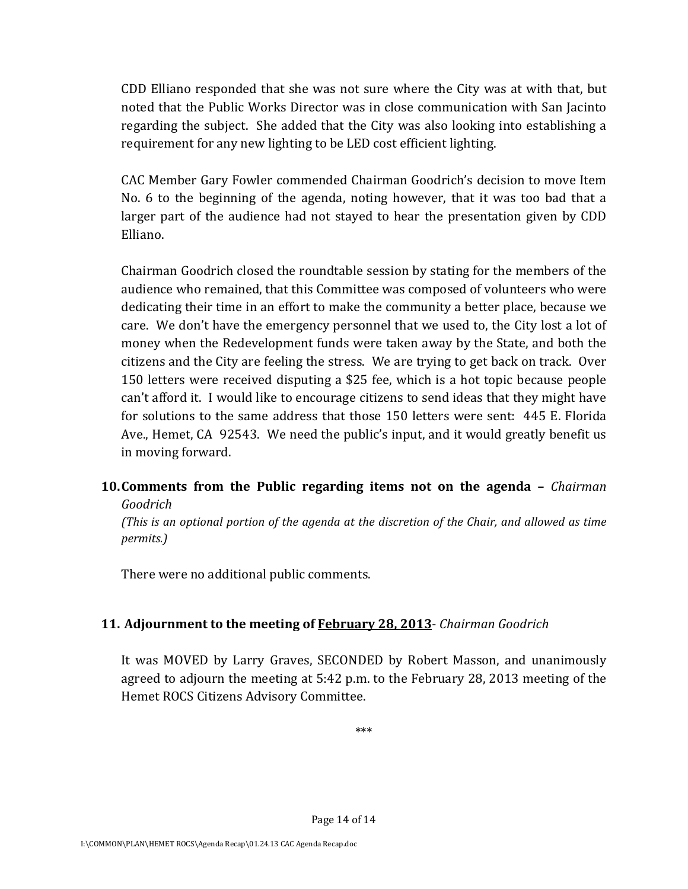CDD Elliano responded that she was not sure where the City was at with that, but noted that the Public Works Director was in close communication with San Jacinto regarding the subject. She added that the City was also looking into establishing a requirement for any new lighting to be LED cost efficient lighting.

CAC Member Gary Fowler commended Chairman Goodrich's decision to move Item No. 6 to the beginning of the agenda, noting however, that it was too bad that a larger part of the audience had not stayed to hear the presentation given by CDD Elliano.

Chairman Goodrich closed the roundtable session by stating for the members of the audience who remained, that this Committee was composed of volunteers who were dedicating their time in an effort to make the community a better place, because we care. We don't have the emergency personnel that we used to, the City lost a lot of money when the Redevelopment funds were taken away by the State, and both the citizens and the City are feeling the stress. We are trying to get back on track. Over 150 letters were received disputing a $25 fee, which is a hot topic because people can't afford it. I would like to encourage citizens to send ideas that they might have for solutions to the same address that those 150 letters were sent: 445 E. Florida Ave., Hemet, CA 92543. We need the public's input, and it would greatly benefit us in moving forward.

**10. Comments from the Public regarding items not on the agenda –** *Chairman Goodrich*

*(This is an optional portion of the agenda at the discretion of the Chair, and allowed as time permits.)*

There were no additional public comments.

**11. Adjournment to the meeting of <u>February 28, 2013</u>**- *Chairman Goodrich*

It was MOVED by Larry Graves, SECONDED by Robert Masson, and unanimously agreed to adjourn the meeting at 5:42 p.m. to the February 28, 2013 meeting of the Hemet ROCS Citizens Advisory Committee.

***

I:\COMMON\PLAN\HEMET ROCS\Agenda Recap\01.24.13 CAC Agenda Recap.doc